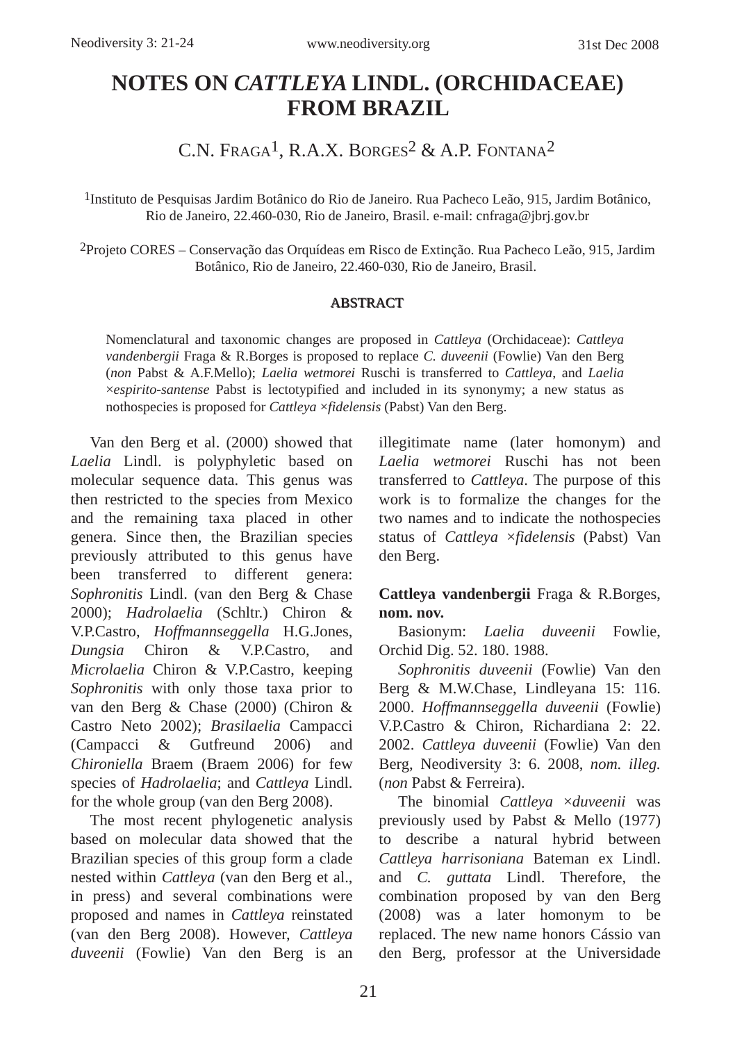# NOTES ON *CATTLEYA* LINDL. (ORCHIDACEAE) FROM BRAZIL

C.N. Fraga[1], R.A.X. Borges[2] & A.P. Fontana[2]

[1]Instituto de Pesquisas Jardim Botânico do Rio de Janeiro. Rua Pacheco Leão, 915, Jardim Botânico, Rio de Janeiro, 22.460-030, Rio de Janeiro, Brasil. e-mail: cnfraga@jbrj.gov.br

[2]Projeto CORES – Conservação das Orquídeas em Risco de Extinção. Rua Pacheco Leão, 915, Jardim Botânico, Rio de Janeiro, 22.460-030, Rio de Janeiro, Brasil.

## ABSTRACT

Nomenclatural and taxonomic changes are proposed in *Cattleya* (Orchidaceae): *Cattleya vandenbergii* Fraga & R.Borges is proposed to replace *C. duveenii* (Fowlie) Van den Berg (*non* Pabst & A.F.Mello); *Laelia wetmorei* Ruschi is transferred to *Cattleya*, and *Laelia ×espirito-santense* Pabst is lectotypified and included in its synonymy; a new status as nothospecies is proposed for *Cattleya ×fidelensis* (Pabst) Van den Berg.

Van den Berg et al. (2000) showed that *Laelia* Lindl. is polyphyletic based on molecular sequence data. This genus was then restricted to the species from Mexico and the remaining taxa placed in other genera. Since then, the Brazilian species previously attributed to this genus have been transferred to different genera: *Sophronitis* Lindl. (van den Berg & Chase 2000); *Hadrolaelia* (Schltr.) Chiron & V.P.Castro, *Hoffmannseggella* H.G.Jones, *Dungsia* Chiron & V.P.Castro, and *Microlaelia* Chiron & V.P.Castro, keeping *Sophronitis* with only those taxa prior to van den Berg & Chase (2000) (Chiron & Castro Neto 2002); *Brasilaelia* Campacci (Campacci & Gutfreund 2006) and *Chironiella* Braem (Braem 2006) for few species of *Hadrolaelia*; and *Cattleya* Lindl. for the whole group (van den Berg 2008).

The most recent phylogenetic analysis based on molecular data showed that the Brazilian species of this group form a clade nested within *Cattleya* (van den Berg et al., in press) and several combinations were proposed and names in *Cattleya* reinstated (van den Berg 2008). However, *Cattleya duveenii* (Fowlie) Van den Berg is an illegitimate name (later homonym) and *Laelia wetmorei* Ruschi has not been transferred to *Cattleya*. The purpose of this work is to formalize the changes for the two names and to indicate the nothospecies status of *Cattleya ×fidelensis* (Pabst) Van den Berg.

**Cattleya vandenbergii** Fraga & R.Borges, **nom. nov.**

Basionym: *Laelia duveenii* Fowlie, Orchid Dig. 52. 180. 1988.

*Sophronitis duveenii* (Fowlie) Van den Berg & M.W.Chase, Lindleyana 15: 116. 2000. *Hoffmannseggella duveenii* (Fowlie) V.P.Castro & Chiron, Richardiana 2: 22. 2002. *Cattleya duveenii* (Fowlie) Van den Berg, Neodiversity 3: 6. 2008, *nom. illeg.* (*non* Pabst & Ferreira).

The binomial *Cattleya ×duveenii* was previously used by Pabst & Mello (1977) to describe a natural hybrid between *Cattleya harrisoniana* Bateman ex Lindl. and *C. guttata* Lindl. Therefore, the combination proposed by van den Berg (2008) was a later homonym to be replaced. The new name honors Cássio van den Berg, professor at the Universidade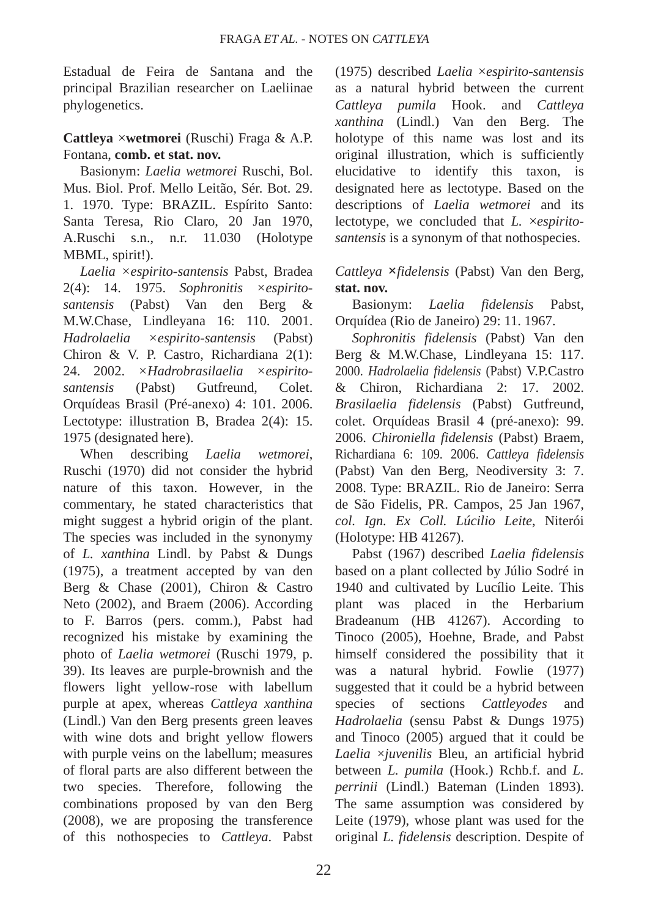Estadual de Feira de Santana and the principal Brazilian researcher on Laeliinae phylogenetics.

**Cattleya ×wetmorei** (Ruschi) Fraga & A.P. Fontana, **comb. et stat. nov.**

Basionym: *Laelia wetmorei* Ruschi, Bol. Mus. Biol. Prof. Mello Leitão, Sér. Bot. 29. 1. 1970. Type: BRAZIL. Espírito Santo: Santa Teresa, Rio Claro, 20 Jan 1970, A.Ruschi s.n., n.r. 11.030 (Holotype MBML, spirit!).

*Laelia ×espirito-santensis* Pabst, Bradea 2(4): 14. 1975. *Sophronitis ×espirito-santensis* (Pabst) Van den Berg & M.W.Chase, Lindleyana 16: 110. 2001. *Hadrolaelia ×espirito-santensis* (Pabst) Chiron & V. P. Castro, Richardiana 2(1): 24. 2002. *×Hadrobrasilaelia ×espirito-santensis* (Pabst) Gutfreund, Colet. Orquídeas Brasil (Pré-anexo) 4: 101. 2006. Lectotype: illustration B, Bradea 2(4): 15. 1975 (designated here).

When describing *Laelia wetmorei*, Ruschi (1970) did not consider the hybrid nature of this taxon. However, in the commentary, he stated characteristics that might suggest a hybrid origin of the plant. The species was included in the synonymy of *L. xanthina* Lindl. by Pabst & Dungs (1975), a treatment accepted by van den Berg & Chase (2001), Chiron & Castro Neto (2002), and Braem (2006). According to F. Barros (pers. comm.), Pabst had recognized his mistake by examining the photo of *Laelia wetmorei* (Ruschi 1979, p. 39). Its leaves are purple-brownish and the flowers light yellow-rose with labellum purple at apex, whereas *Cattleya xanthina* (Lindl.) Van den Berg presents green leaves with wine dots and bright yellow flowers with purple veins on the labellum; measures of floral parts are also different between the two species. Therefore, following the combinations proposed by van den Berg (2008), we are proposing the transference of this nothospecies to *Cattleya*. Pabst (1975) described *Laelia ×espirito-santensis* as a natural hybrid between the current *Cattleya pumila* Hook. and *Cattleya xanthina* (Lindl.) Van den Berg. The holotype of this name was lost and its original illustration, which is sufficiently elucidative to identify this taxon, is designated here as lectotype. Based on the descriptions of *Laelia wetmorei* and its lectotype, we concluded that *L. ×espirito-santensis* is a synonym of that nothospecies.

*Cattleya* **×***fidelensis* (Pabst) Van den Berg, **stat. nov.**

Basionym: *Laelia fidelensis* Pabst, Orquídea (Rio de Janeiro) 29: 11. 1967.

*Sophronitis fidelensis* (Pabst) Van den Berg & M.W.Chase, Lindleyana 15: 117. 2000. *Hadrolaelia fidelensis* (Pabst) V.P.Castro & Chiron, Richardiana 2: 17. 2002. *Brasilaelia fidelensis* (Pabst) Gutfreund, colet. Orquídeas Brasil 4 (pré-anexo): 99. 2006. *Chironiella fidelensis* (Pabst) Braem, Richardiana 6: 109. 2006. *Cattleya fidelensis* (Pabst) Van den Berg, Neodiversity 3: 7. 2008. Type: BRAZIL. Rio de Janeiro: Serra de São Fidelis, PR. Campos, 25 Jan 1967, *col. Ign. Ex Coll. Lúcilio Leite*, Niterói (Holotype: HB 41267).

Pabst (1967) described *Laelia fidelensis* based on a plant collected by Júlio Sodré in 1940 and cultivated by Lucílio Leite. This plant was placed in the Herbarium Bradeanum (HB 41267). According to Tinoco (2005), Hoehne, Brade, and Pabst himself considered the possibility that it was a natural hybrid. Fowlie (1977) suggested that it could be a hybrid between species of sections *Cattleyodes* and *Hadrolaelia* (sensu Pabst & Dungs 1975) and Tinoco (2005) argued that it could be *Laelia ×juvenilis* Bleu, an artificial hybrid between *L. pumila* (Hook.) Rchb.f. and *L. perrinii* (Lindl.) Bateman (Linden 1893). The same assumption was considered by Leite (1979), whose plant was used for the original *L. fidelensis* description. Despite of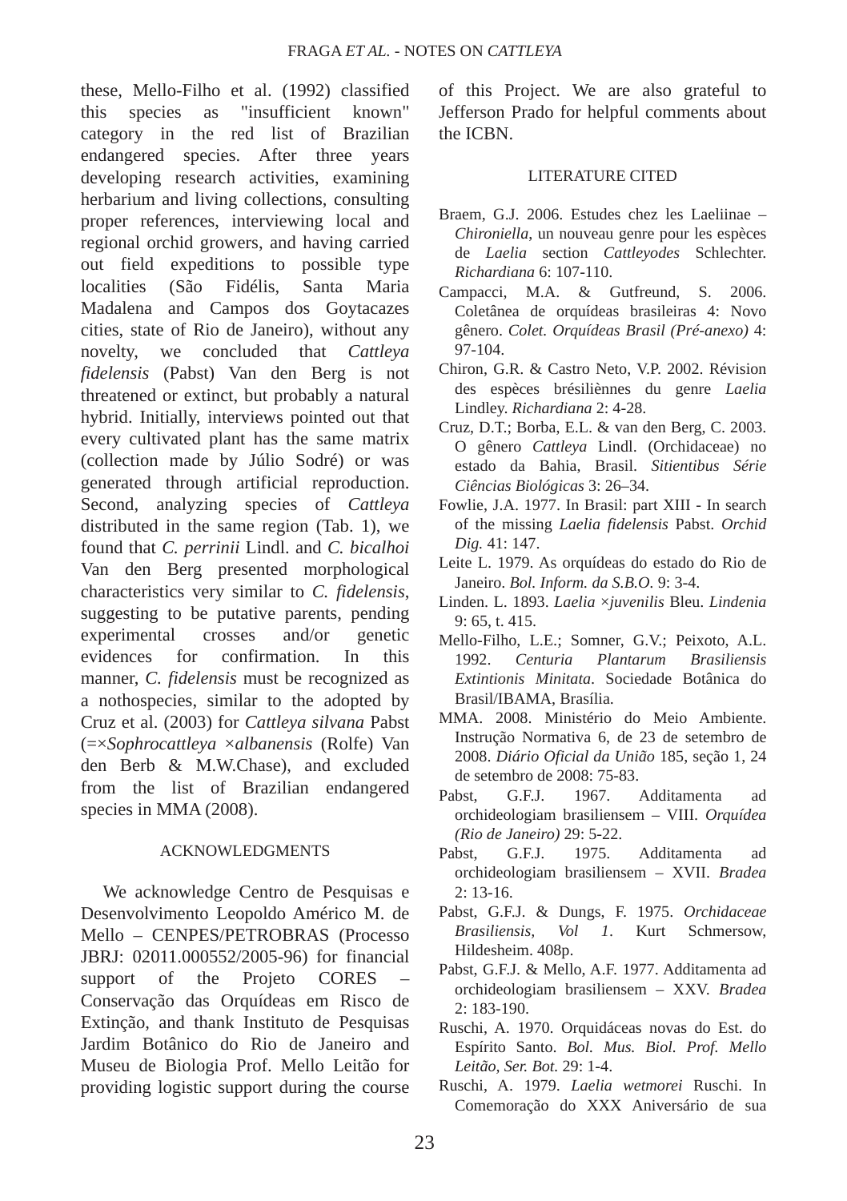these, Mello-Filho et al. (1992) classified this species as "insufficient known" category in the red list of Brazilian endangered species. After three years developing research activities, examining herbarium and living collections, consulting proper references, interviewing local and regional orchid growers, and having carried out field expeditions to possible type localities (São Fidélis, Santa Maria Madalena and Campos dos Goytacazes cities, state of Rio de Janeiro), without any novelty, we concluded that *Cattleya fidelensis* (Pabst) Van den Berg is not threatened or extinct, but probably a natural hybrid. Initially, interviews pointed out that every cultivated plant has the same matrix (collection made by Júlio Sodré) or was generated through artificial reproduction. Second, analyzing species of *Cattleya* distributed in the same region (Tab. 1), we found that *C. perrinii* Lindl. and *C. bicalhoi* Van den Berg presented morphological characteristics very similar to *C. fidelensis*, suggesting to be putative parents, pending experimental crosses and/or genetic evidences for confirmation. In this manner, *C. fidelensis* must be recognized as a nothospecies, similar to the adopted by Cruz et al. (2003) for *Cattleya silvana* Pabst (=×*Sophrocattleya ×albanensis* (Rolfe) Van den Berb & M.W.Chase), and excluded from the list of Brazilian endangered species in MMA (2008).

## ACKNOWLEDGMENTS

We acknowledge Centro de Pesquisas e Desenvolvimento Leopoldo Américo M. de Mello – CENPES/PETROBRAS (Processo JBRJ: 02011.000552/2005-96) for financial support of the Projeto CORES – Conservação das Orquídeas em Risco de Extinção, and thank Instituto de Pesquisas Jardim Botânico do Rio de Janeiro and Museu de Biologia Prof. Mello Leitão for providing logistic support during the course of this Project. We are also grateful to Jefferson Prado for helpful comments about the ICBN.

## LITERATURE CITED

Braem, G.J. 2006. Estudes chez les Laeliinae – *Chironiella*, un nouveau genre pour les espèces de *Laelia* section *Cattleyodes* Schlechter. *Richardiana* 6: 107-110.

Campacci, M.A. & Gutfreund, S. 2006. Coletânea de orquídeas brasileiras 4: Novo gênero. *Colet. Orquídeas Brasil (Pré-anexo)* 4: 97-104.

Chiron, G.R. & Castro Neto, V.P. 2002. Révision des espèces brésiliènnes du genre *Laelia* Lindley. *Richardiana* 2: 4-28.

Cruz, D.T.; Borba, E.L. & van den Berg, C. 2003. O gênero *Cattleya* Lindl. (Orchidaceae) no estado da Bahia, Brasil. *Sitientibus Série Ciências Biológicas* 3: 26–34.

Fowlie, J.A. 1977. In Brasil: part XIII - In search of the missing *Laelia fidelensis* Pabst. *Orchid Dig.* 41: 147.

Leite L. 1979. As orquídeas do estado do Rio de Janeiro. *Bol. Inform. da S.B.O.* 9: 3-4.

Linden. L. 1893. *Laelia ×juvenilis* Bleu. *Lindenia* 9: 65, t. 415.

Mello-Filho, L.E.; Somner, G.V.; Peixoto, A.L. 1992. *Centuria Plantarum Brasiliensis Extintionis Minitata*. Sociedade Botânica do Brasil/IBAMA, Brasília.

MMA. 2008. Ministério do Meio Ambiente. Instrução Normativa 6, de 23 de setembro de 2008. *Diário Oficial da União* 185, seção 1, 24 de setembro de 2008: 75-83.

Pabst, G.F.J. 1967. Additamenta ad orchideologiam brasiliensem – VIII. *Orquídea (Rio de Janeiro)* 29: 5-22.

Pabst, G.F.J. 1975. Additamenta ad orchideologiam brasiliensem – XVII. *Bradea* 2: 13-16.

Pabst, G.F.J. & Dungs, F. 1975. *Orchidaceae Brasiliensis, Vol 1*. Kurt Schmersow, Hildesheim. 408p.

Pabst, G.F.J. & Mello, A.F. 1977. Additamenta ad orchideologiam brasiliensem – XXV. *Bradea* 2: 183-190.

Ruschi, A. 1970. Orquidáceas novas do Est. do Espírito Santo. *Bol. Mus. Biol. Prof. Mello Leitão, Ser. Bot.* 29: 1-4.

Ruschi, A. 1979. *Laelia wetmorei* Ruschi. In Comemoração do XXX Aniversário de sua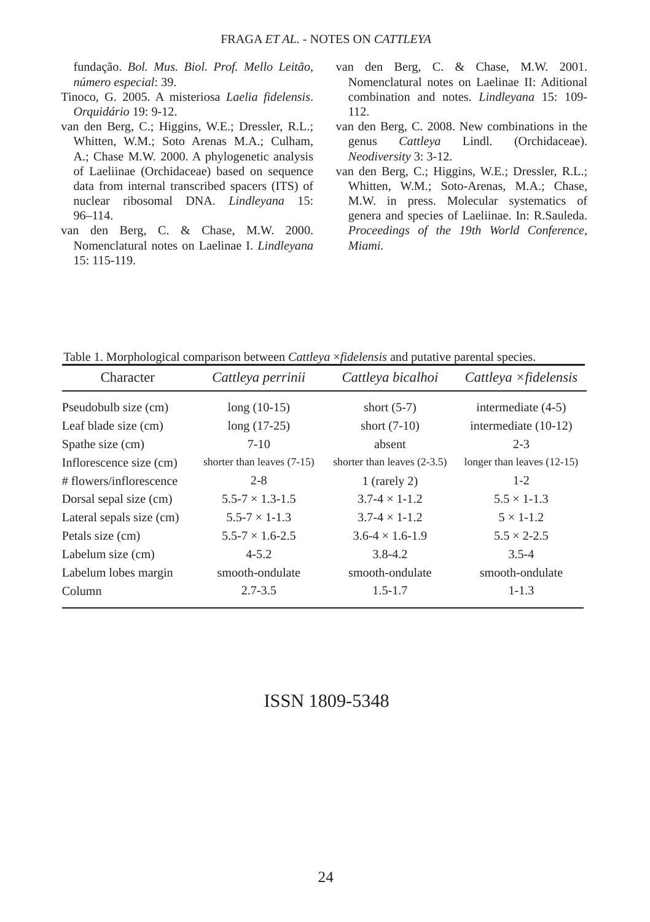fundação. *Bol. Mus. Biol. Prof. Mello Leitão*, *número especial*: 39.

Tinoco, G. 2005. A misteriosa *Laelia fidelensis*. *Orquidário* 19: 9-12.

van den Berg, C.; Higgins, W.E.; Dressler, R.L.; Whitten, W.M.; Soto Arenas M.A.; Culham, A.; Chase M.W. 2000. A phylogenetic analysis of Laeliinae (Orchidaceae) based on sequence data from internal transcribed spacers (ITS) of nuclear ribosomal DNA. *Lindleyana* 15: 96–114.

van den Berg, C. & Chase, M.W. 2000. Nomenclatural notes on Laelinae I. *Lindleyana* 15: 115-119.

van den Berg, C. & Chase, M.W. 2001. Nomenclatural notes on Laelinae II: Aditional combination and notes. *Lindleyana* 15: 109-112.

van den Berg, C. 2008. New combinations in the genus *Cattleya* Lindl. (Orchidaceae). *Neodiversity* 3: 3-12.

van den Berg, C.; Higgins, W.E.; Dressler, R.L.; Whitten, W.M.; Soto-Arenas, M.A.; Chase, M.W. in press. Molecular systematics of genera and species of Laeliinae. In: R.Sauleda. *Proceedings of the 19th World Conference, Miami.*

Table 1. Morphological comparison between *Cattleya ×fidelensis* and putative parental species.

| Character | *Cattleya perrinii* | *Cattleya bicalhoi* | *Cattleya ×fidelensis* |
|---|---|---|---|
| Pseudobulb size (cm) | long (10-15) | short (5-7) | intermediate (4-5) |
| Leaf blade size (cm) | long (17-25) | short (7-10) | intermediate (10-12) |
| Spathe size (cm) | 7-10 | absent | 2-3 |
| Inflorescence size (cm) | shorter than leaves (7-15) | shorter than leaves (2-3.5) | longer than leaves (12-15) |
| # flowers/inflorescence | 2-8 | 1 (rarely 2) | 1-2 |
| Dorsal sepal size (cm) | 5.5-7 × 1.3-1.5 | 3.7-4 × 1-1.2 | 5.5 × 1-1.3 |
| Lateral sepals size (cm) | 5.5-7 × 1-1.3 | 3.7-4 × 1-1.2 | 5 × 1-1.2 |
| Petals size (cm) | 5.5-7 × 1.6-2.5 | 3.6-4 × 1.6-1.9 | 5.5 × 2-2.5 |
| Labelum size (cm) | 4-5.2 | 3.8-4.2 | 3.5-4 |
| Labelum lobes margin | smooth-ondulate | smooth-ondulate | smooth-ondulate |
| Column | 2.7-3.5 | 1.5-1.7 | 1-1.3 |

ISSN 1809-5348